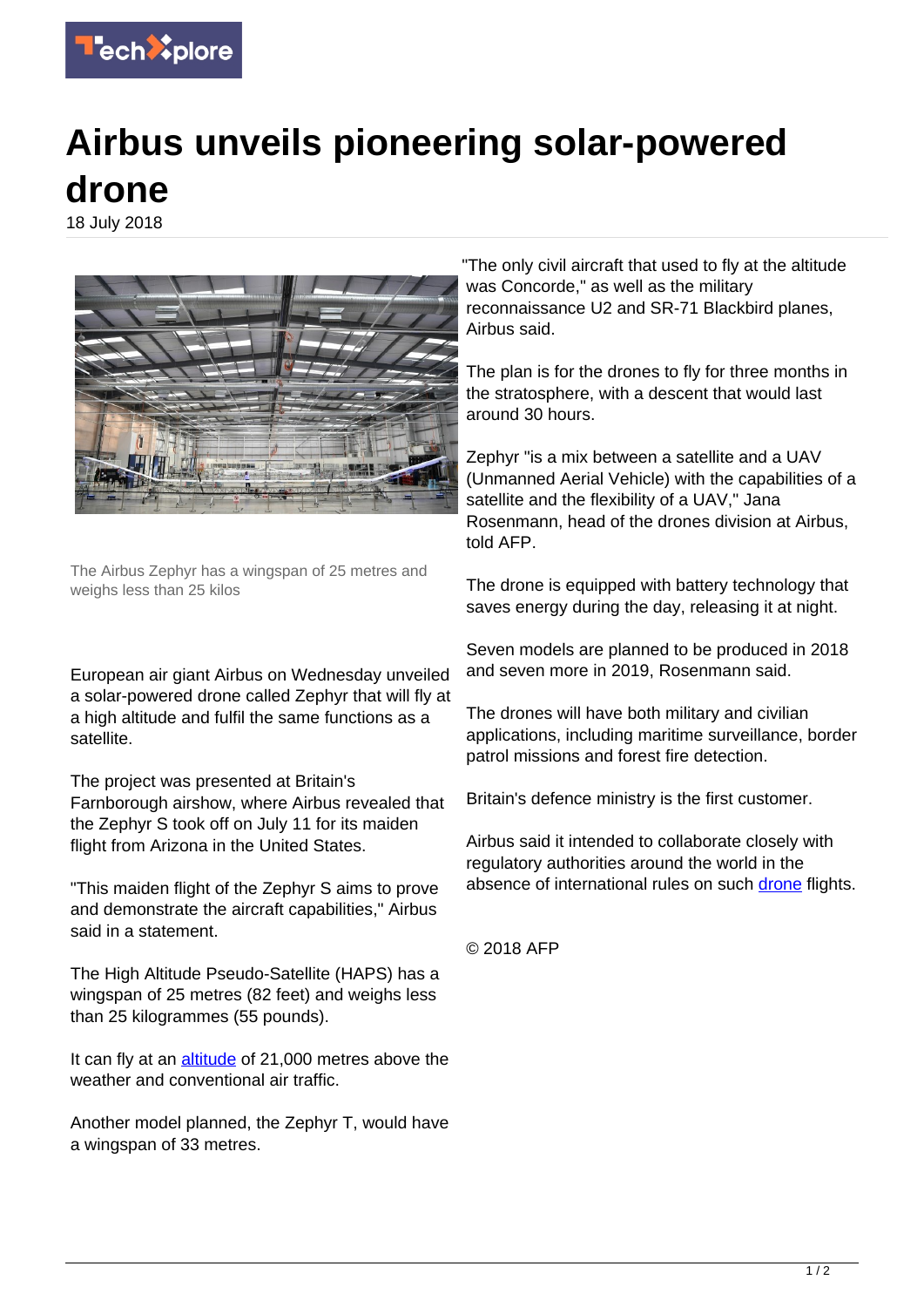# Airbus unveils pioneering solar-powered drone

18 July 2018

The Airbus Zephyr has a wingspan of 25 metres and weighs less than 25 kilos

European air giant Airbus on Wednesday unveiled a solar-powered drone called Zephyr that will fly at a high altitude and fulfil the same functions as a satellite.

The project was presented at Britain's Farnborough airshow, where Airbus revealed that the Zephyr S took off on July 11 for its maiden flight from Arizona in the United States.

"This maiden flight of the Zephyr S aims to prove and demonstrate the aircraft capabilities," Airbus said in a statement.

The High Altitude Pseudo-Satellite (HAPS) has a wingspan of 25 metres (82 feet) and weighs less than 25 kilogrammes (55 pounds).

It can fly at an altitude of 21,000 metres above the weather and conventional air traffic.

Another model planned, the Zephyr T, would have a wingspan of 33 metres.

"The only civil aircraft that used to fly at the altitude was Concorde," as well as the military reconnaissance U2 and SR-71 Blackbird planes, Airbus said.

The plan is for the drones to fly for three months in the stratosphere, with a descent that would last around 30 hours.

Zephyr "is a mix between a satellite and a UAV (Unmanned Aerial Vehicle) with the capabilities of a satellite and the flexibility of a UAV," Jana Rosenmann, head of the drones division at Airbus, told AFP.

The drone is equipped with battery technology that saves energy during the day, releasing it at night.

Seven models are planned to be produced in 2018 and seven more in 2019, Rosenmann said.

The drones will have both military and civilian applications, including maritime surveillance, border patrol missions and forest fire detection.

Britain's defence ministry is the first customer.

Airbus said it intended to collaborate closely with regulatory authorities around the world in the absence of international rules on such drone flights.

© 2018 AFP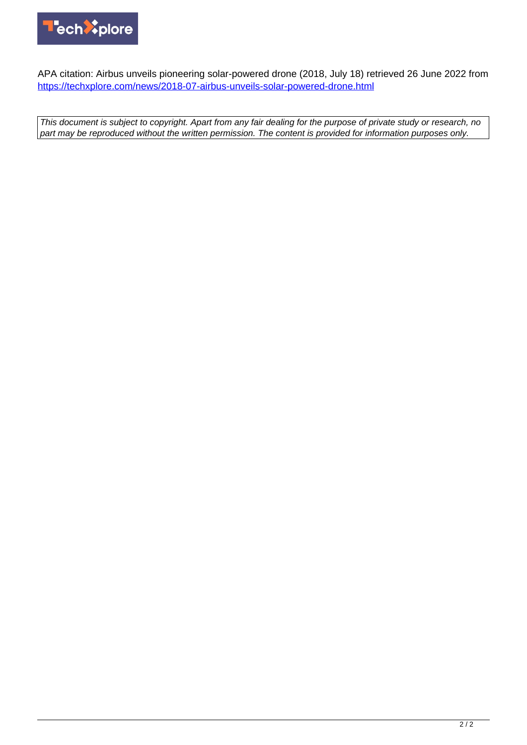APA citation: Airbus unveils pioneering solar-powered drone (2018, July 18) retrieved 26 June 2022 from https://techxplore.com/news/2018-07-airbus-unveils-solar-powered-drone.html

*This document is subject to copyright. Apart from any fair dealing for the purpose of private study or research, no part may be reproduced without the written permission. The content is provided for information purposes only.*